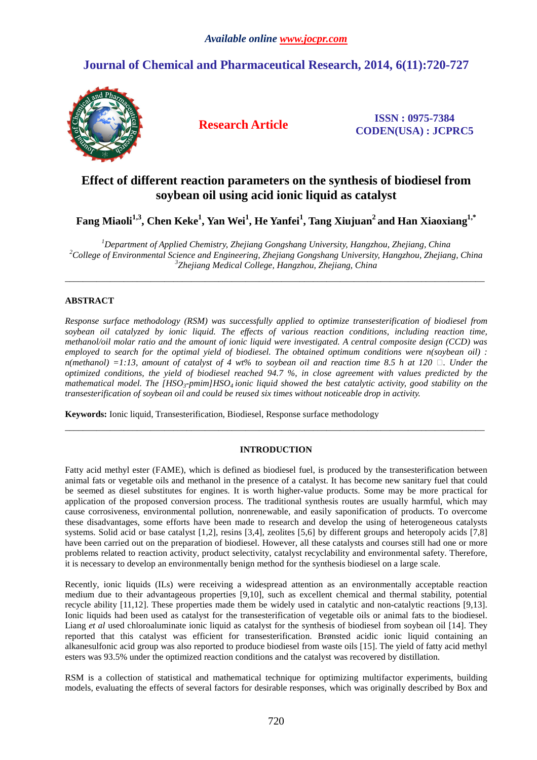*Available online www.jocpr.com*

# Journal of Chemical and Pharmaceutical Research, 2014, 6(11):720-727

**Research Article**

**ISSN : 0975-7384**
**CODEN(USA) : JCPRC5**

## Effect of different reaction parameters on the synthesis of biodiesel from soybean oil using acid ionic liquid as catalyst

**Fang Miaoli[1,3], Chen Keke[1], Yan Wei[1], He Yanfei[1], Tang Xiujuan[2] and Han Xiaoxiang[1,*]**

*[1]Department of Applied Chemistry, Zhejiang Gongshang University, Hangzhou, Zhejiang, China*
*[2]College of Environmental Science and Engineering, Zhejiang Gongshang University, Hangzhou, Zhejiang, China*
*[3]Zhejiang Medical College, Hangzhou, Zhejiang, China*

---

### ABSTRACT

*Response surface methodology (RSM) was successfully applied to optimize transesterification of biodiesel from soybean oil catalyzed by ionic liquid. The effects of various reaction conditions, including reaction time, methanol/oil molar ratio and the amount of ionic liquid were investigated. A central composite design (CCD) was employed to search for the optimal yield of biodiesel. The obtained optimum conditions were n(soybean oil) : n(methanol) =1:13, amount of catalyst of 4 wt% to soybean oil and reaction time 8.5 h at 120 ℃. Under the optimized conditions, the yield of biodiesel reached 94.7 %, in close agreement with values predicted by the mathematical model. The $[HSO_3\text{-}pmim]HSO_4$ ionic liquid showed the best catalytic activity, good stability on the transesterification of soybean oil and could be reused six times without noticeable drop in activity.*

**Keywords:** Ionic liquid, Transesterification, Biodiesel, Response surface methodology

---

### INTRODUCTION

Fatty acid methyl ester (FAME), which is defined as biodiesel fuel, is produced by the transesterification between animal fats or vegetable oils and methanol in the presence of a catalyst. It has become new sanitary fuel that could be seemed as diesel substitutes for engines. It is worth higher-value products. Some may be more practical for application of the proposed conversion process. The traditional synthesis routes are usually harmful, which may cause corrosiveness, environmental pollution, nonrenewable, and easily saponification of products. To overcome these disadvantages, some efforts have been made to research and develop the using of heterogeneous catalysts systems. Solid acid or base catalyst [1,2], resins [3,4], zeolites [5,6] by different groups and heteropoly acids [7,8] have been carried out on the preparation of biodiesel. However, all these catalysts and courses still had one or more problems related to reaction activity, product selectivity, catalyst recyclability and environmental safety. Therefore, it is necessary to develop an environmentally benign method for the synthesis biodiesel on a large scale.

Recently, ionic liquids (ILs) were receiving a widespread attention as an environmentally acceptable reaction medium due to their advantageous properties [9,10], such as excellent chemical and thermal stability, potential recycle ability [11,12]. These properties made them be widely used in catalytic and non-catalytic reactions [9,13]. Ionic liquids had been used as catalyst for the transesterification of vegetable oils or animal fats to the biodiesel. Liang *et al* used chloroaluminate ionic liquid as catalyst for the synthesis of biodiesel from soybean oil [14]. They reported that this catalyst was efficient for transesterification. Brønsted acidic ionic liquid containing an alkanesulfonic acid group was also reported to produce biodiesel from waste oils [15]. The yield of fatty acid methyl esters was 93.5% under the optimized reaction conditions and the catalyst was recovered by distillation.

RSM is a collection of statistical and mathematical technique for optimizing multifactor experiments, building models, evaluating the effects of several factors for desirable responses, which was originally described by Box and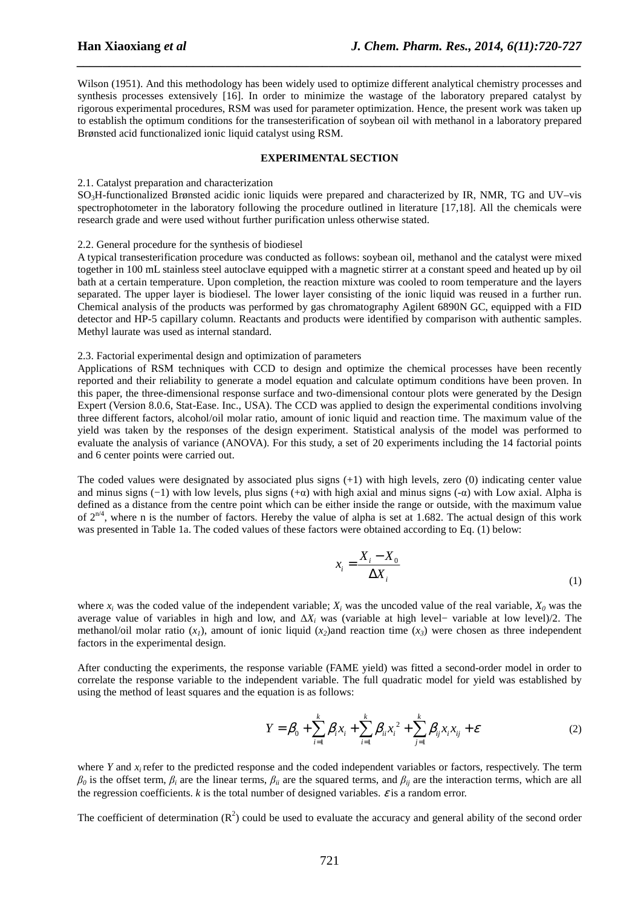Wilson (1951). And this methodology has been widely used to optimize different analytical chemistry processes and synthesis processes extensively [16]. In order to minimize the wastage of the laboratory prepared catalyst by rigorous experimental procedures, RSM was used for parameter optimization. Hence, the present work was taken up to establish the optimum conditions for the transesterification of soybean oil with methanol in a laboratory prepared Brønsted acid functionalized ionic liquid catalyst using RSM.

## EXPERIMENTAL SECTION

2.1. Catalyst preparation and characterization

$SO_3H$-functionalized Brønsted acidic ionic liquids were prepared and characterized by IR, NMR, TG and UV–vis spectrophotometer in the laboratory following the procedure outlined in literature [17,18]. All the chemicals were research grade and were used without further purification unless otherwise stated.

2.2. General procedure for the synthesis of biodiesel

A typical transesterification procedure was conducted as follows: soybean oil, methanol and the catalyst were mixed together in 100 mL stainless steel autoclave equipped with a magnetic stirrer at a constant speed and heated up by oil bath at a certain temperature. Upon completion, the reaction mixture was cooled to room temperature and the layers separated. The upper layer is biodiesel. The lower layer consisting of the ionic liquid was reused in a further run. Chemical analysis of the products was performed by gas chromatography Agilent 6890N GC, equipped with a FID detector and HP-5 capillary column. Reactants and products were identified by comparison with authentic samples. Methyl laurate was used as internal standard.

2.3. Factorial experimental design and optimization of parameters

Applications of RSM techniques with CCD to design and optimize the chemical processes have been recently reported and their reliability to generate a model equation and calculate optimum conditions have been proven. In this paper, the three-dimensional response surface and two-dimensional contour plots were generated by the Design Expert (Version 8.0.6, Stat-Ease. Inc., USA). The CCD was applied to design the experimental conditions involving three different factors, alcohol/oil molar ratio, amount of ionic liquid and reaction time. The maximum value of the yield was taken by the responses of the design experiment. Statistical analysis of the model was performed to evaluate the analysis of variance (ANOVA). For this study, a set of 20 experiments including the 14 factorial points and 6 center points were carried out.

The coded values were designated by associated plus signs (+1) with high levels, zero (0) indicating center value and minus signs (−1) with low levels, plus signs (+α) with high axial and minus signs (-α) with Low axial. Alpha is defined as a distance from the centre point which can be either inside the range or outside, with the maximum value of $2^{n/4}$, where n is the number of factors. Hereby the value of alpha is set at 1.682. The actual design of this work was presented in Table 1a. The coded values of these factors were obtained according to Eq. (1) below:

$$x_i = \frac{X_i - X_0}{\Delta X_i} \tag{1}$$

where $x_i$ was the coded value of the independent variable; $X_i$ was the uncoded value of the real variable, $X_0$ was the average value of variables in high and low, and $\Delta X_i$ was (variable at high level− variable at low level)/2. The methanol/oil molar ratio ($x_1$), amount of ionic liquid ($x_2$)and reaction time ($x_3$) were chosen as three independent factors in the experimental design.

After conducting the experiments, the response variable (FAME yield) was fitted a second-order model in order to correlate the response variable to the independent variable. The full quadratic model for yield was established by using the method of least squares and the equation is as follows:

$$Y = \beta_0 + \sum_{i=1}^{k} \beta_i x_i + \sum_{i=1}^{k} \beta_{ii} x_i^2 + \sum_{j=1}^{k} \beta_{ij} x_i x_{ij} + \varepsilon \tag{2}$$

where $Y$ and $x_i$ refer to the predicted response and the coded independent variables or factors, respectively. The term $\beta_0$ is the offset term, $\beta_i$ are the linear terms, $\beta_{ii}$ are the squared terms, and $\beta_{ij}$ are the interaction terms, which are all the regression coefficients. $k$ is the total number of designed variables. $\varepsilon$ is a random error.

The coefficient of determination ($R^2$) could be used to evaluate the accuracy and general ability of the second order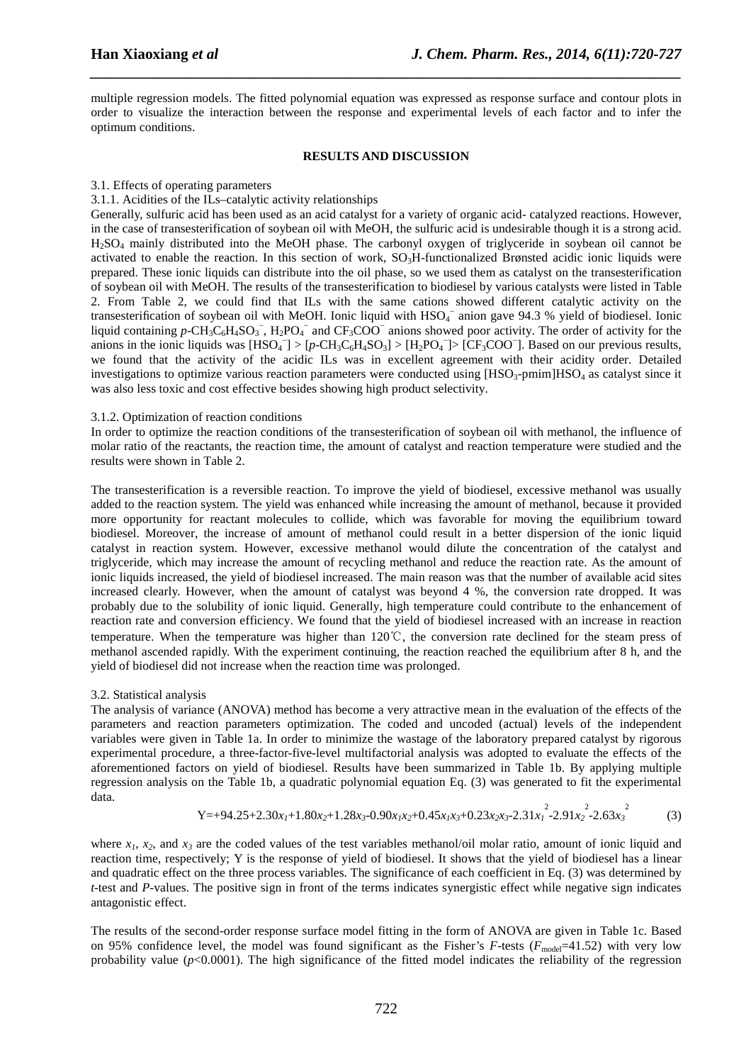multiple regression models. The fitted polynomial equation was expressed as response surface and contour plots in order to visualize the interaction between the response and experimental levels of each factor and to infer the optimum conditions.

## RESULTS AND DISCUSSION

### 3.1. Effects of operating parameters

#### 3.1.1. Acidities of the ILs–catalytic activity relationships

Generally, sulfuric acid has been used as an acid catalyst for a variety of organic acid- catalyzed reactions. However, in the case of transesterification of soybean oil with MeOH, the sulfuric acid is undesirable though it is a strong acid. $H_2SO_4$ mainly distributed into the MeOH phase. The carbonyl oxygen of triglyceride in soybean oil cannot be activated to enable the reaction. In this section of work, $SO_3H$-functionalized Brønsted acidic ionic liquids were prepared. These ionic liquids can distribute into the oil phase, so we used them as catalyst on the transesterification of soybean oil with MeOH. The results of the transesterification to biodiesel by various catalysts were listed in Table 2. From Table 2, we could find that ILs with the same cations showed different catalytic activity on the transesterification of soybean oil with MeOH. Ionic liquid with $HSO_4^-$ anion gave 94.3 % yield of biodiesel. Ionic liquid containing $p$-$CH_3C_6H_4SO_3^-$, $H_2PO_4^-$ and $CF_3COO^-$ anions showed poor activity. The order of activity for the anions in the ionic liquids was $[HSO_4^-]$ > [$p$-$CH_3C_6H_4SO_3$] > $[H_2PO_4^-]$> $[CF_3COO^-]$. Based on our previous results, we found that the activity of the acidic ILs was in excellent agreement with their acidity order. Detailed investigations to optimize various reaction parameters were conducted using $[HSO_3\text{-pmim}]HSO_4$ as catalyst since it was also less toxic and cost effective besides showing high product selectivity.

#### 3.1.2. Optimization of reaction conditions

In order to optimize the reaction conditions of the transesterification of soybean oil with methanol, the influence of molar ratio of the reactants, the reaction time, the amount of catalyst and reaction temperature were studied and the results were shown in Table 2.

The transesterification is a reversible reaction. To improve the yield of biodiesel, excessive methanol was usually added to the reaction system. The yield was enhanced while increasing the amount of methanol, because it provided more opportunity for reactant molecules to collide, which was favorable for moving the equilibrium toward biodiesel. Moreover, the increase of amount of methanol could result in a better dispersion of the ionic liquid catalyst in reaction system. However, excessive methanol would dilute the concentration of the catalyst and triglyceride, which may increase the amount of recycling methanol and reduce the reaction rate. As the amount of ionic liquids increased, the yield of biodiesel increased. The main reason was that the number of available acid sites increased clearly. However, when the amount of catalyst was beyond 4 %, the conversion rate dropped. It was probably due to the solubility of ionic liquid. Generally, high temperature could contribute to the enhancement of reaction rate and conversion efficiency. We found that the yield of biodiesel increased with an increase in reaction temperature. When the temperature was higher than 120℃, the conversion rate declined for the steam press of methanol ascended rapidly. With the experiment continuing, the reaction reached the equilibrium after 8 h, and the yield of biodiesel did not increase when the reaction time was prolonged.

### 3.2. Statistical analysis

The analysis of variance (ANOVA) method has become a very attractive mean in the evaluation of the effects of the parameters and reaction parameters optimization. The coded and uncoded (actual) levels of the independent variables were given in Table 1a. In order to minimize the wastage of the laboratory prepared catalyst by rigorous experimental procedure, a three-factor-five-level multifactorial analysis was adopted to evaluate the effects of the aforementioned factors on yield of biodiesel. Results have been summarized in Table 1b. By applying multiple regression analysis on the Table 1b, a quadratic polynomial equation Eq. (3) was generated to fit the experimental data.

$$Y=+94.25+2.30x_1+1.80x_2+1.28x_3-0.90x_1x_2+0.45x_1x_3+0.23x_2x_3-2.31x_1^2-2.91x_2^2-2.63x_3^2 \quad (3)$$

where $x_1$, $x_2$, and $x_3$ are the coded values of the test variables methanol/oil molar ratio, amount of ionic liquid and reaction time, respectively; Y is the response of yield of biodiesel. It shows that the yield of biodiesel has a linear and quadratic effect on the three process variables. The significance of each coefficient in Eq. (3) was determined by $t$-test and $P$-values. The positive sign in front of the terms indicates synergistic effect while negative sign indicates antagonistic effect.

The results of the second-order response surface model fitting in the form of ANOVA are given in Table 1c. Based on 95% confidence level, the model was found significant as the Fisher's $F$-tests ($F_{model}$=41.52) with very low probability value ($p$<0.0001). The high significance of the fitted model indicates the reliability of the regression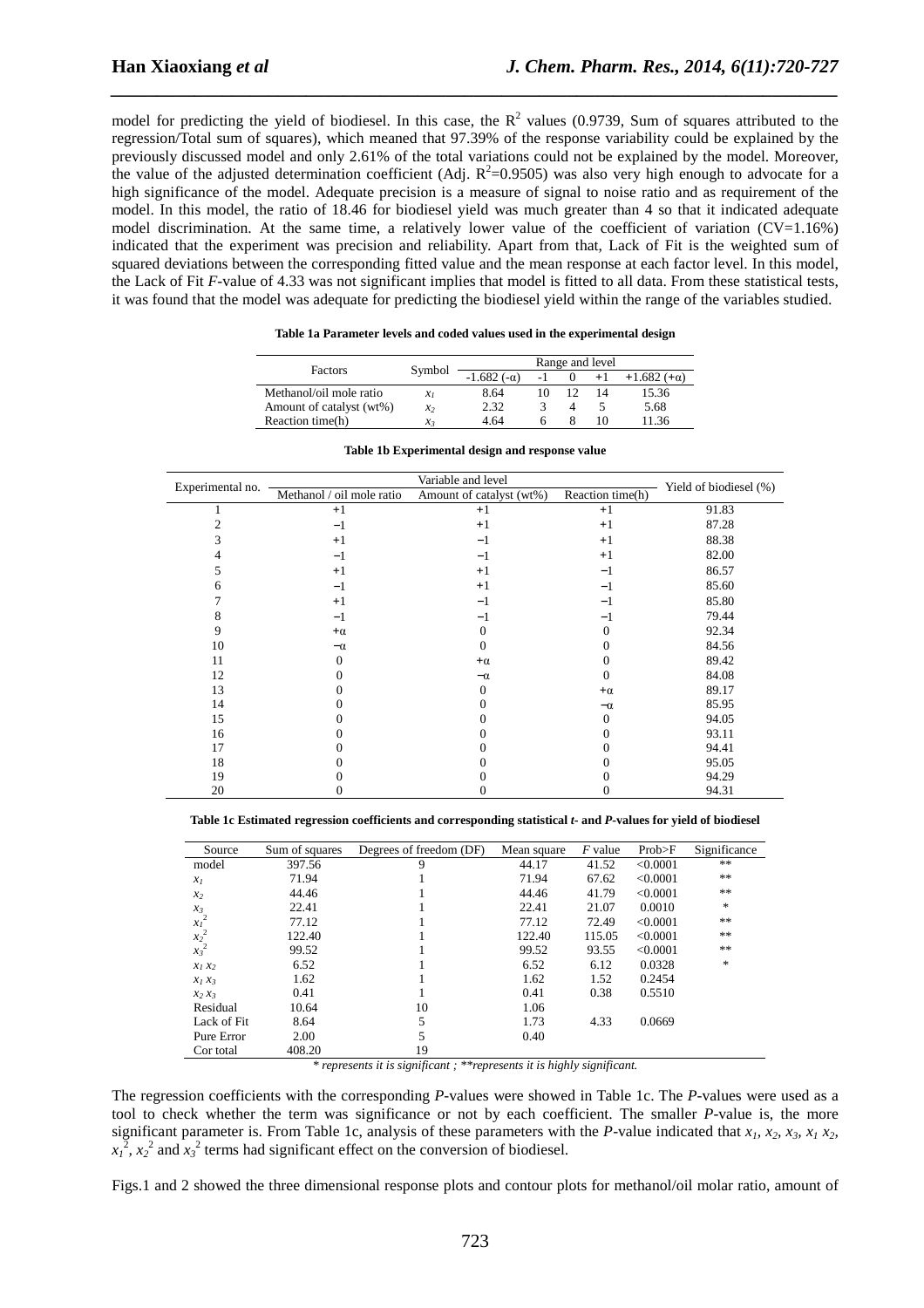model for predicting the yield of biodiesel. In this case, the $R^2$ values (0.9739, Sum of squares attributed to the regression/Total sum of squares), which meaned that 97.39% of the response variability could be explained by the previously discussed model and only 2.61% of the total variations could not be explained by the model. Moreover, the value of the adjusted determination coefficient (Adj. $R^2$=0.9505) was also very high enough to advocate for a high significance of the model. Adequate precision is a measure of signal to noise ratio and as requirement of the model. In this model, the ratio of 18.46 for biodiesel yield was much greater than 4 so that it indicated adequate model discrimination. At the same time, a relatively lower value of the coefficient of variation (CV=1.16%) indicated that the experiment was precision and reliability. Apart from that, Lack of Fit is the weighted sum of squared deviations between the corresponding fitted value and the mean response at each factor level. In this model, the Lack of Fit *F*-value of 4.33 was not significant implies that model is fitted to all data. From these statistical tests, it was found that the model was adequate for predicting the biodiesel yield within the range of the variables studied.

**Table 1a Parameter levels and coded values used in the experimental design**

| Factors | Symbol | Range and level | | | | |
|---|---|---|---|---|---|---|
| | | -1.682 (-α) | -1 | 0 | +1 | +1.682 (+α) |
| Methanol/oil mole ratio | $x_1$ | 8.64 | 10 | 12 | 14 | 15.36 |
| Amount of catalyst (wt%) | $x_2$ | 2.32 | 3 | 4 | 5 | 5.68 |
| Reaction time(h) | $x_3$ | 4.64 | 6 | 8 | 10 | 11.36 |

**Table 1b Experimental design and response value**

| Experimental no. | Variable and level | | | Yield of biodiesel (%) |
|---|---|---|---|---|
| | Methanol / oil mole ratio | Amount of catalyst (wt%) | Reaction time(h) | |
| 1 | +1 | +1 | +1 | 91.83 |
| 2 | −1 | +1 | +1 | 87.28 |
| 3 | +1 | −1 | +1 | 88.38 |
| 4 | −1 | −1 | +1 | 82.00 |
| 5 | +1 | +1 | −1 | 86.57 |
| 6 | −1 | +1 | −1 | 85.60 |
| 7 | +1 | −1 | −1 | 85.80 |
| 8 | −1 | −1 | −1 | 79.44 |
| 9 | +α | 0 | 0 | 92.34 |
| 10 | −α | 0 | 0 | 84.56 |
| 11 | 0 | +α | 0 | 89.42 |
| 12 | 0 | −α | 0 | 84.08 |
| 13 | 0 | 0 | +α | 89.17 |
| 14 | 0 | 0 | −α | 85.95 |
| 15 | 0 | 0 | 0 | 94.05 |
| 16 | 0 | 0 | 0 | 93.11 |
| 17 | 0 | 0 | 0 | 94.41 |
| 18 | 0 | 0 | 0 | 95.05 |
| 19 | 0 | 0 | 0 | 94.29 |
| 20 | 0 | 0 | 0 | 94.31 |

**Table 1c Estimated regression coefficients and corresponding statistical *t*- and *P*-values for yield of biodiesel**

| Source | Sum of squares | Degrees of freedom (DF) | Mean square | *F* value | Prob>F | Significance |
|---|---|---|---|---|---|---|
| model | 397.56 | 9 | 44.17 | 41.52 | <0.0001 | ** |
| $x_1$ | 71.94 | 1 | 71.94 | 67.62 | <0.0001 | ** |
| $x_2$ | 44.46 | 1 | 44.46 | 41.79 | <0.0001 | ** |
| $x_3$ | 22.41 | 1 | 22.41 | 21.07 | 0.0010 | * |
| $x_1^2$ | 77.12 | 1 | 77.12 | 72.49 | <0.0001 | ** |
| $x_2^2$ | 122.40 | 1 | 122.40 | 115.05 | <0.0001 | ** |
| $x_3^2$ | 99.52 | 1 | 99.52 | 93.55 | <0.0001 | ** |
| $x_1 x_2$ | 6.52 | 1 | 6.52 | 6.12 | 0.0328 | * |
| $x_1 x_3$ | 1.62 | 1 | 1.62 | 1.52 | 0.2454 | |
| $x_2 x_3$ | 0.41 | 1 | 0.41 | 0.38 | 0.5510 | |
| Residual | 10.64 | 10 | 1.06 | | | |
| Lack of Fit | 8.64 | 5 | 1.73 | 4.33 | 0.0669 | |
| Pure Error | 2.00 | 5 | 0.40 | | | |
| Cor total | 408.20 | 19 | | | | |

*\* represents it is significant ; \*\*represents it is highly significant.*

The regression coefficients with the corresponding *P*-values were showed in Table 1c. The *P*-values were used as a tool to check whether the term was significance or not by each coefficient. The smaller *P*-value is, the more significant parameter is. From Table 1c, analysis of these parameters with the *P*-value indicated that $x_1$, $x_2$, $x_3$, $x_1 x_2$, $x_1^2$, $x_2^2$ and $x_3^2$ terms had significant effect on the conversion of biodiesel.

Figs.1 and 2 showed the three dimensional response plots and contour plots for methanol/oil molar ratio, amount of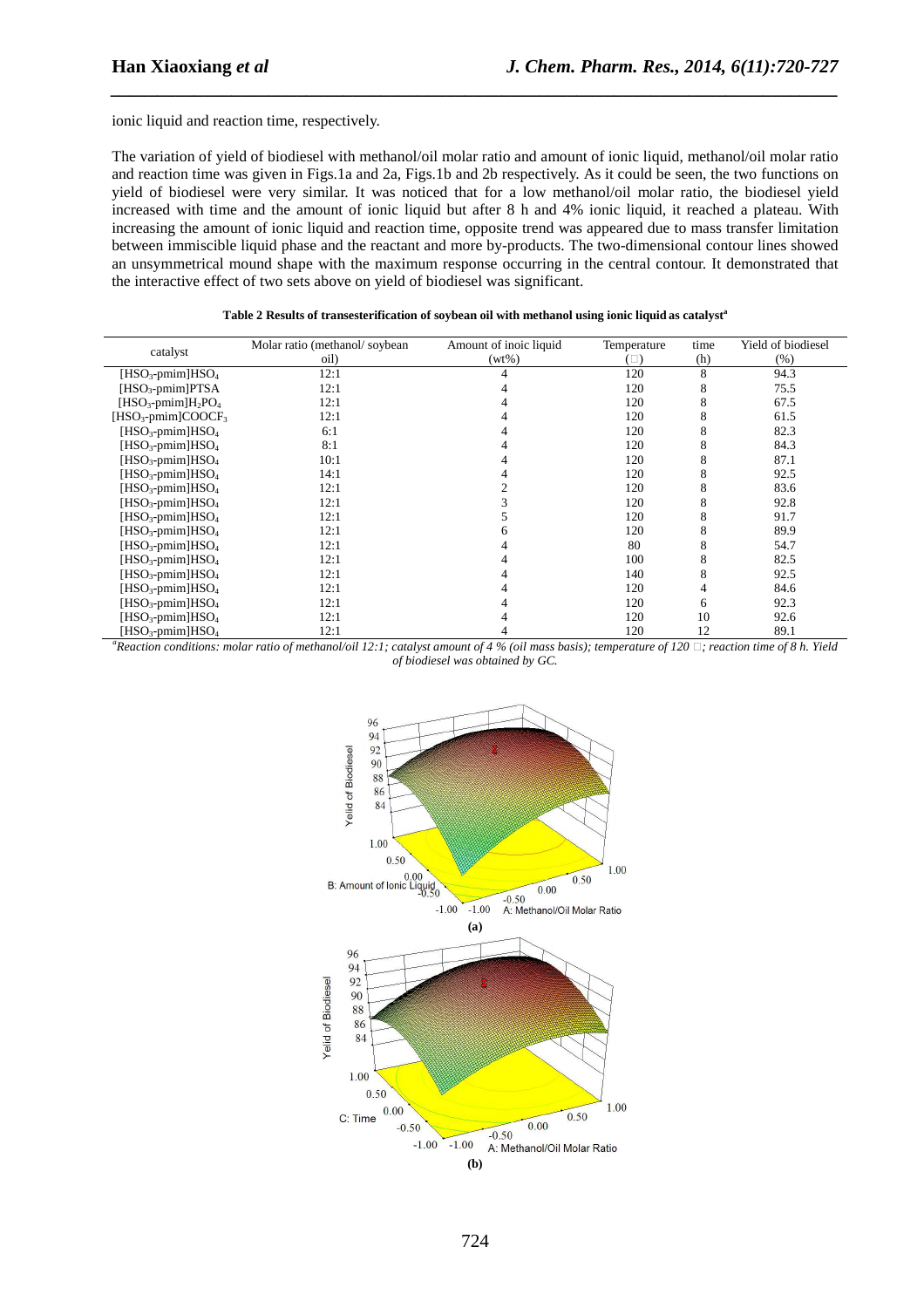ionic liquid and reaction time, respectively.

The variation of yield of biodiesel with methanol/oil molar ratio and amount of ionic liquid, methanol/oil molar ratio and reaction time was given in Figs.1a and 2a, Figs.1b and 2b respectively. As it could be seen, the two functions on yield of biodiesel were very similar. It was noticed that for a low methanol/oil molar ratio, the biodiesel yield increased with time and the amount of ionic liquid but after 8 h and 4% ionic liquid, it reached a plateau. With increasing the amount of ionic liquid and reaction time, opposite trend was appeared due to mass transfer limitation between immiscible liquid phase and the reactant and more by-products. The two-dimensional contour lines showed an unsymmetrical mound shape with the maximum response occurring in the central contour. It demonstrated that the interactive effect of two sets above on yield of biodiesel was significant.

**Table 2 Results of transesterification of soybean oil with methanol using ionic liquid as catalyst[a]**

| catalyst | Molar ratio (methanol/ soybean oil) | Amount of inoic liquid (wt%) | Temperature (□) | time (h) | Yield of biodiesel (%) |
|---|---|---|---|---|---|
| $[HSO_3\text{-pmim}]HSO_4$ | 12:1 | 4 | 120 | 8 | 94.3 |
| $[HSO_3\text{-pmim}]PTSA$ | 12:1 | 4 | 120 | 8 | 75.5 |
| $[HSO_3\text{-pmim}]H_2PO_4$ | 12:1 | 4 | 120 | 8 | 67.5 |
| $[HSO_3\text{-pmim}]COOCF_3$ | 12:1 | 4 | 120 | 8 | 61.5 |
| $[HSO_3\text{-pmim}]HSO_4$ | 6:1 | 4 | 120 | 8 | 82.3 |
| $[HSO_3\text{-pmim}]HSO_4$ | 8:1 | 4 | 120 | 8 | 84.3 |
| $[HSO_3\text{-pmim}]HSO_4$ | 10:1 | 4 | 120 | 8 | 87.1 |
| $[HSO_3\text{-pmim}]HSO_4$ | 14:1 | 4 | 120 | 8 | 92.5 |
| $[HSO_3\text{-pmim}]HSO_4$ | 12:1 | 2 | 120 | 8 | 83.6 |
| $[HSO_3\text{-pmim}]HSO_4$ | 12:1 | 3 | 120 | 8 | 92.8 |
| $[HSO_3\text{-pmim}]HSO_4$ | 12:1 | 5 | 120 | 8 | 91.7 |
| $[HSO_3\text{-pmim}]HSO_4$ | 12:1 | 6 | 120 | 8 | 89.9 |
| $[HSO_3\text{-pmim}]HSO_4$ | 12:1 | 4 | 80 | 8 | 54.7 |
| $[HSO_3\text{-pmim}]HSO_4$ | 12:1 | 4 | 100 | 8 | 82.5 |
| $[HSO_3\text{-pmim}]HSO_4$ | 12:1 | 4 | 140 | 8 | 92.5 |
| $[HSO_3\text{-pmim}]HSO_4$ | 12:1 | 4 | 120 | 4 | 84.6 |
| $[HSO_3\text{-pmim}]HSO_4$ | 12:1 | 4 | 120 | 6 | 92.3 |
| $[HSO_3\text{-pmim}]HSO_4$ | 12:1 | 4 | 120 | 10 | 92.6 |
| $[HSO_3\text{-pmim}]HSO_4$ | 12:1 | 4 | 120 | 12 | 89.1 |

*[a]Reaction conditions: molar ratio of methanol/oil 12:1; catalyst amount of 4 % (oil mass basis); temperature of 120 □; reaction time of 8 h. Yield of biodiesel was obtained by GC.*

**(a)**

**(b)**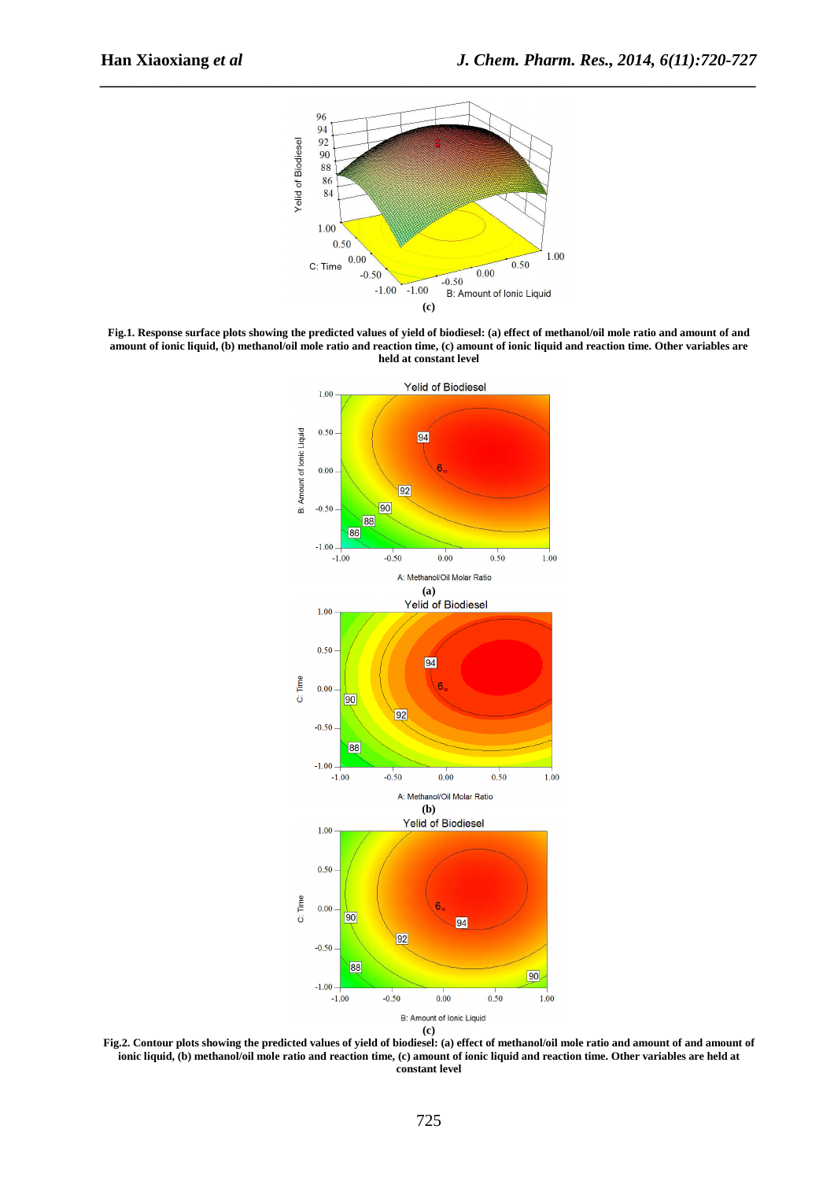(c)

**Fig.1. Response surface plots showing the predicted values of yield of biodiesel: (a) effect of methanol/oil mole ratio and amount of and amount of ionic liquid, (b) methanol/oil mole ratio and reaction time, (c) amount of ionic liquid and reaction time. Other variables are held at constant level**

(a)

(b)

(c)

**Fig.2. Contour plots showing the predicted values of yield of biodiesel: (a) effect of methanol/oil mole ratio and amount of and amount of ionic liquid, (b) methanol/oil mole ratio and reaction time, (c) amount of ionic liquid and reaction time. Other variables are held at constant level**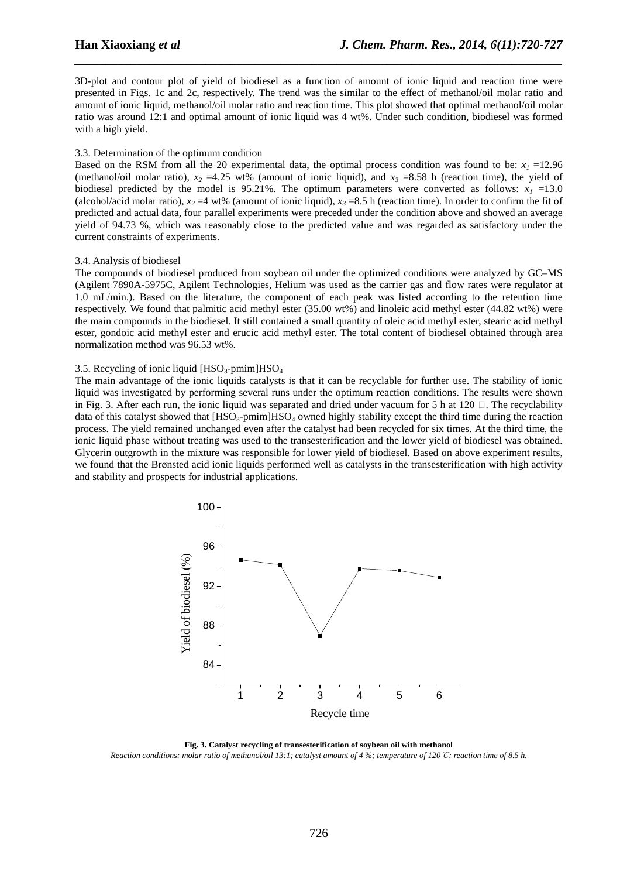3D-plot and contour plot of yield of biodiesel as a function of amount of ionic liquid and reaction time were presented in Figs. 1c and 2c, respectively. The trend was the similar to the effect of methanol/oil molar ratio and amount of ionic liquid, methanol/oil molar ratio and reaction time. This plot showed that optimal methanol/oil molar ratio was around 12:1 and optimal amount of ionic liquid was 4 wt%. Under such condition, biodiesel was formed with a high yield.

### 3.3. Determination of the optimum condition

Based on the RSM from all the 20 experimental data, the optimal process condition was found to be: $x_1$ =12.96 (methanol/oil molar ratio), $x_2$ =4.25 wt% (amount of ionic liquid), and $x_3$ =8.58 h (reaction time), the yield of biodiesel predicted by the model is 95.21%. The optimum parameters were converted as follows: $x_1$ =13.0 (alcohol/acid molar ratio), $x_2$ =4 wt% (amount of ionic liquid), $x_3$ =8.5 h (reaction time). In order to confirm the fit of predicted and actual data, four parallel experiments were preceded under the condition above and showed an average yield of 94.73 %, which was reasonably close to the predicted value and was regarded as satisfactory under the current constraints of experiments.

### 3.4. Analysis of biodiesel

The compounds of biodiesel produced from soybean oil under the optimized conditions were analyzed by GC–MS (Agilent 7890A-5975C, Agilent Technologies, Helium was used as the carrier gas and flow rates were regulator at 1.0 mL/min.). Based on the literature, the component of each peak was listed according to the retention time respectively. We found that palmitic acid methyl ester (35.00 wt%) and linoleic acid methyl ester (44.82 wt%) were the main compounds in the biodiesel. It still contained a small quantity of oleic acid methyl ester, stearic acid methyl ester, gondoic acid methyl ester and erucic acid methyl ester. The total content of biodiesel obtained through area normalization method was 96.53 wt%.

### 3.5. Recycling of ionic liquid [$HSO_3$-pmim]$HSO_4$

The main advantage of the ionic liquids catalysts is that it can be recyclable for further use. The stability of ionic liquid was investigated by performing several runs under the optimum reaction conditions. The results were shown in Fig. 3. After each run, the ionic liquid was separated and dried under vacuum for 5 h at 120 ℃. The recyclability data of this catalyst showed that [$HSO_3$-pmim]$HSO_4$ owned highly stability except the third time during the reaction process. The yield remained unchanged even after the catalyst had been recycled for six times. At the third time, the ionic liquid phase without treating was used to the transesterification and the lower yield of biodiesel was obtained. Glycerin outgrowth in the mixture was responsible for lower yield of biodiesel. Based on above experiment results, we found that the Brønsted acid ionic liquids performed well as catalysts in the transesterification with high activity and stability and prospects for industrial applications.

**Fig. 3. Catalyst recycling of transesterification of soybean oil with methanol**

*Reaction conditions: molar ratio of methanol/oil 13:1; catalyst amount of 4 %; temperature of 120 ℃; reaction time of 8.5 h.*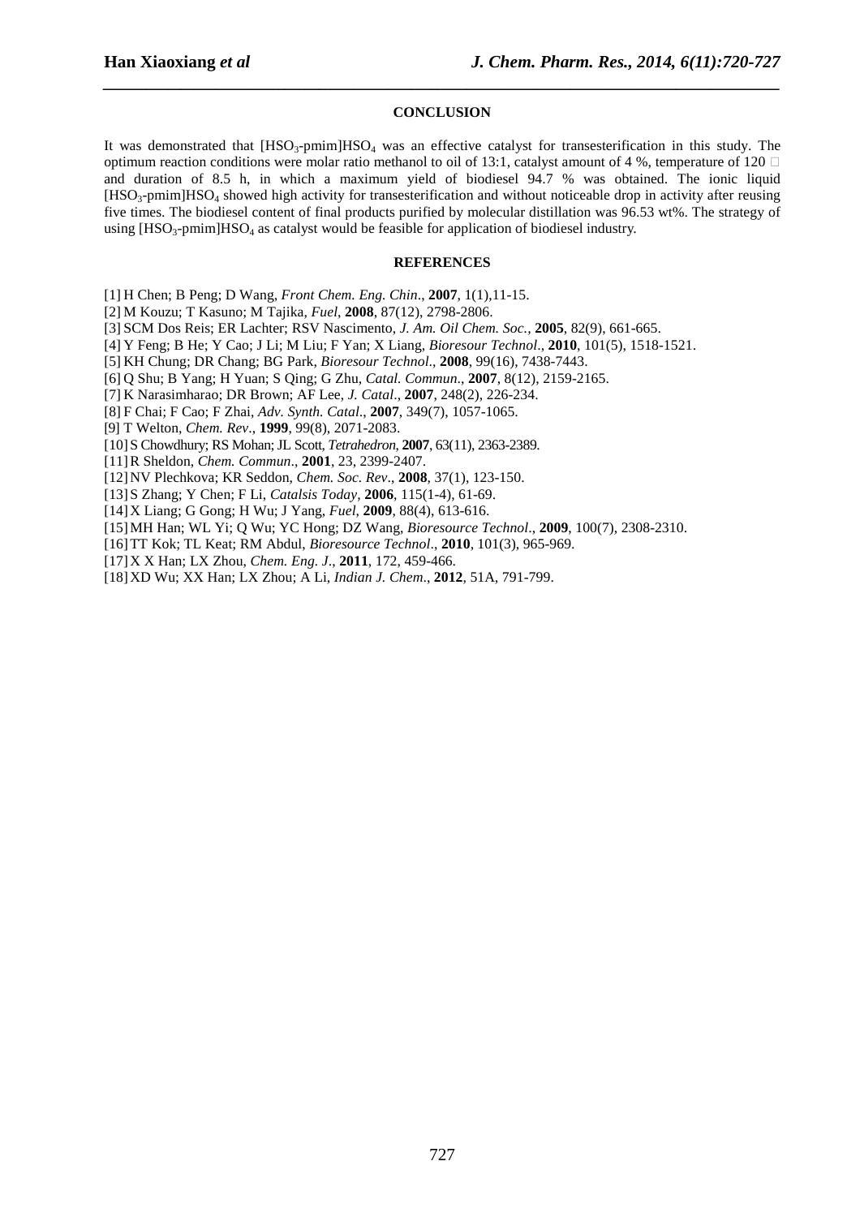## CONCLUSION

It was demonstrated that $[HSO_3\text{-pmim}]HSO_4$ was an effective catalyst for transesterification in this study. The optimum reaction conditions were molar ratio methanol to oil of 13:1, catalyst amount of 4 %, temperature of 120 □ and duration of 8.5 h, in which a maximum yield of biodiesel 94.7 % was obtained. The ionic liquid $[HSO_3\text{-pmim}]HSO_4$ showed high activity for transesterification and without noticeable drop in activity after reusing five times. The biodiesel content of final products purified by molecular distillation was 96.53 wt%. The strategy of using $[HSO_3\text{-pmim}]HSO_4$ as catalyst would be feasible for application of biodiesel industry.

## REFERENCES

[1] H Chen; B Peng; D Wang, *Front Chem. Eng. Chin*., **2007**, 1(1),11-15.
[2] M Kouzu; T Kasuno; M Tajika, *Fuel*, **2008**, 87(12), 2798-2806.
[3] SCM Dos Reis; ER Lachter; RSV Nascimento, *J. Am. Oil Chem. Soc.*, **2005**, 82(9), 661-665.
[4] Y Feng; B He; Y Cao; J Li; M Liu; F Yan; X Liang, *Bioresour Technol*., **2010**, 101(5), 1518-1521.
[5] KH Chung; DR Chang; BG Park, *Bioresour Technol*., **2008**, 99(16), 7438-7443.
[6] Q Shu; B Yang; H Yuan; S Qing; G Zhu, *Catal. Commun*., **2007**, 8(12), 2159-2165.
[7] K Narasimharao; DR Brown; AF Lee, *J. Catal*., **2007**, 248(2), 226-234.
[8] F Chai; F Cao; F Zhai, *Adv. Synth. Catal*., **2007**, 349(7), 1057-1065.
[9] T Welton, *Chem. Rev*., **1999**, 99(8), 2071-2083.
[10] S Chowdhury; RS Mohan; JL Scott, *Tetrahedron*, **2007**, 63(11), 2363-2389.
[11] R Sheldon, *Chem. Commun*., **2001**, 23, 2399-2407.
[12] NV Plechkova; KR Seddon, *Chem. Soc. Rev*., **2008**, 37(1), 123-150.
[13] S Zhang; Y Chen; F Li, *Catalsis Today*, **2006**, 115(1-4), 61-69.
[14] X Liang; G Gong; H Wu; J Yang, *Fuel*, **2009**, 88(4), 613-616.
[15] MH Han; WL Yi; Q Wu; YC Hong; DZ Wang, *Bioresource Technol*., **2009**, 100(7), 2308-2310.
[16] TT Kok; TL Keat; RM Abdul, *Bioresource Technol*., **2010**, 101(3), 965-969.
[17] X X Han; LX Zhou, *Chem. Eng. J*., **2011**, 172, 459-466.
[18] XD Wu; XX Han; LX Zhou; A Li, *Indian J. Chem*., **2012**, 51A, 791-799.